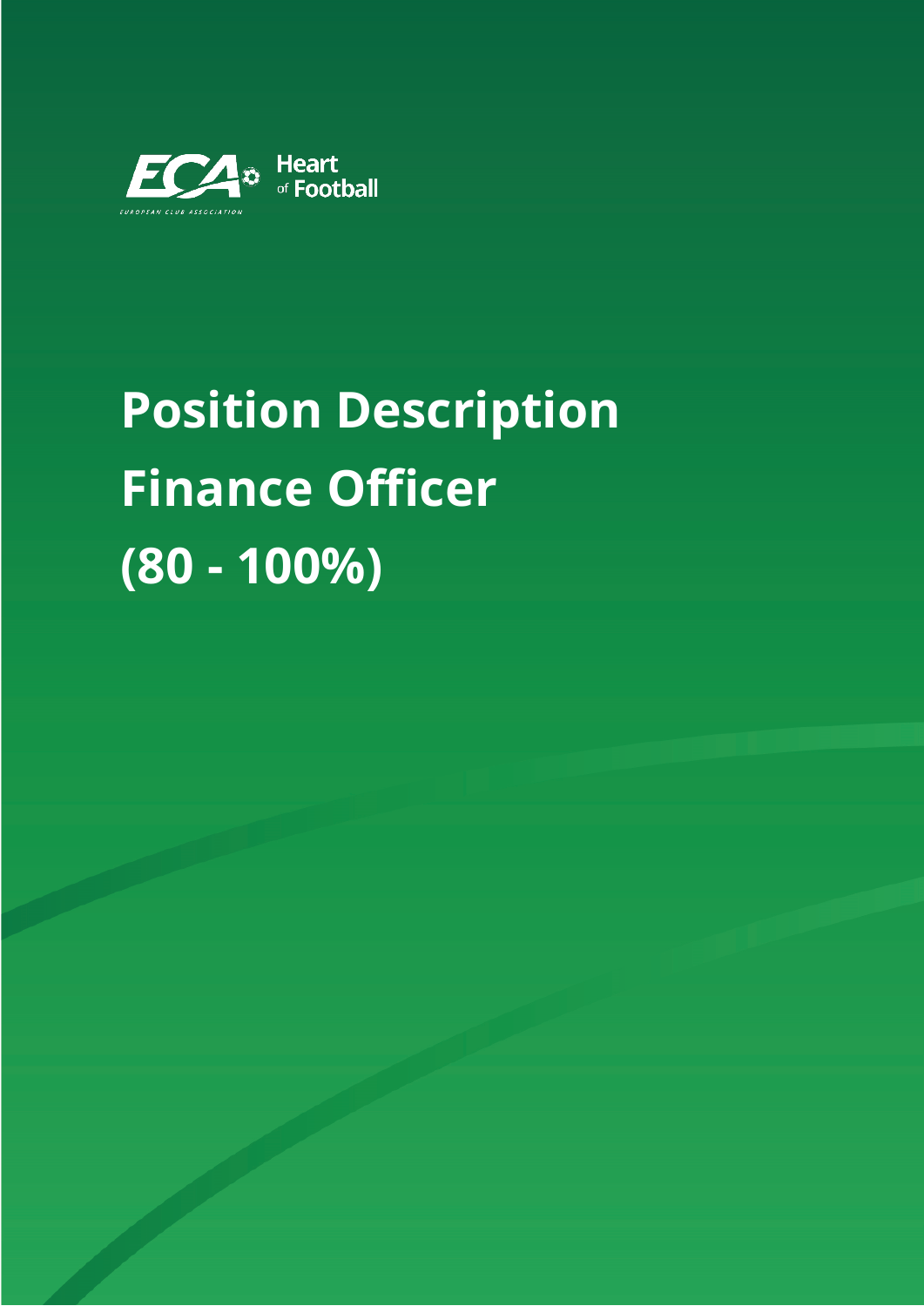ECA Heart of Football

EUROPEAN CLUB ASSOCIATION

# Position Description
# Finance Officer
# (80 - 100%)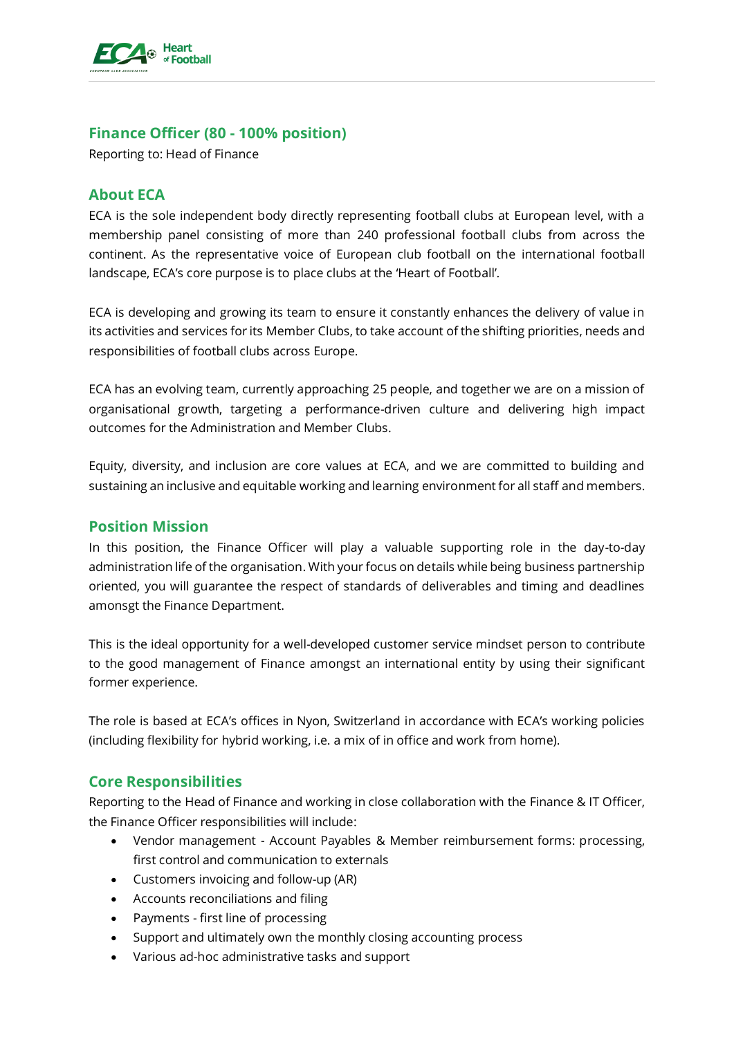## Finance Officer (80 - 100% position)

Reporting to: Head of Finance

## About ECA

ECA is the sole independent body directly representing football clubs at European level, with a membership panel consisting of more than 240 professional football clubs from across the continent. As the representative voice of European club football on the international football landscape, ECA's core purpose is to place clubs at the 'Heart of Football'.

ECA is developing and growing its team to ensure it constantly enhances the delivery of value in its activities and services for its Member Clubs, to take account of the shifting priorities, needs and responsibilities of football clubs across Europe.

ECA has an evolving team, currently approaching 25 people, and together we are on a mission of organisational growth, targeting a performance-driven culture and delivering high impact outcomes for the Administration and Member Clubs.

Equity, diversity, and inclusion are core values at ECA, and we are committed to building and sustaining an inclusive and equitable working and learning environment for all staff and members.

## Position Mission

In this position, the Finance Officer will play a valuable supporting role in the day-to-day administration life of the organisation. With your focus on details while being business partnership oriented, you will guarantee the respect of standards of deliverables and timing and deadlines amonsgt the Finance Department.

This is the ideal opportunity for a well-developed customer service mindset person to contribute to the good management of Finance amongst an international entity by using their significant former experience.

The role is based at ECA's offices in Nyon, Switzerland in accordance with ECA's working policies (including flexibility for hybrid working, i.e. a mix of in office and work from home).

## Core Responsibilities

Reporting to the Head of Finance and working in close collaboration with the Finance & IT Officer, the Finance Officer responsibilities will include:

- Vendor management - Account Payables & Member reimbursement forms: processing, first control and communication to externals
- Customers invoicing and follow-up (AR)
- Accounts reconciliations and filing
- Payments - first line of processing
- Support and ultimately own the monthly closing accounting process
- Various ad-hoc administrative tasks and support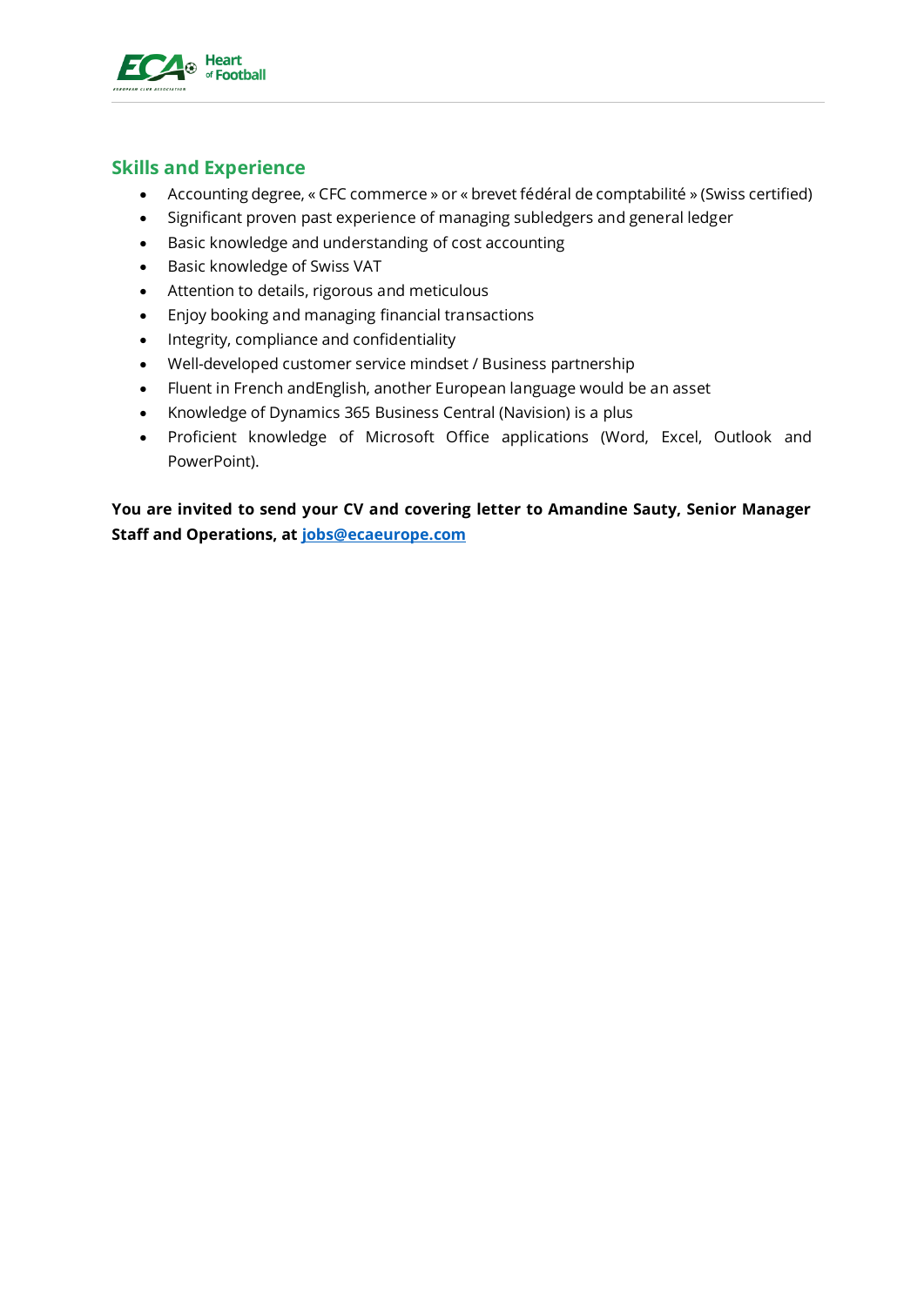## Skills and Experience

- Accounting degree, « CFC commerce » or « brevet fédéral de comptabilité » (Swiss certified)
- Significant proven past experience of managing subledgers and general ledger
- Basic knowledge and understanding of cost accounting
- Basic knowledge of Swiss VAT
- Attention to details, rigorous and meticulous
- Enjoy booking and managing financial transactions
- Integrity, compliance and confidentiality
- Well-developed customer service mindset / Business partnership
- Fluent in French andEnglish, another European language would be an asset
- Knowledge of Dynamics 365 Business Central (Navision) is a plus
- Proficient knowledge of Microsoft Office applications (Word, Excel, Outlook and PowerPoint).

**You are invited to send your CV and covering letter to Amandine Sauty, Senior Manager Staff and Operations, at [jobs@ecaeurope.com](mailto:jobs@ecaeurope.com)**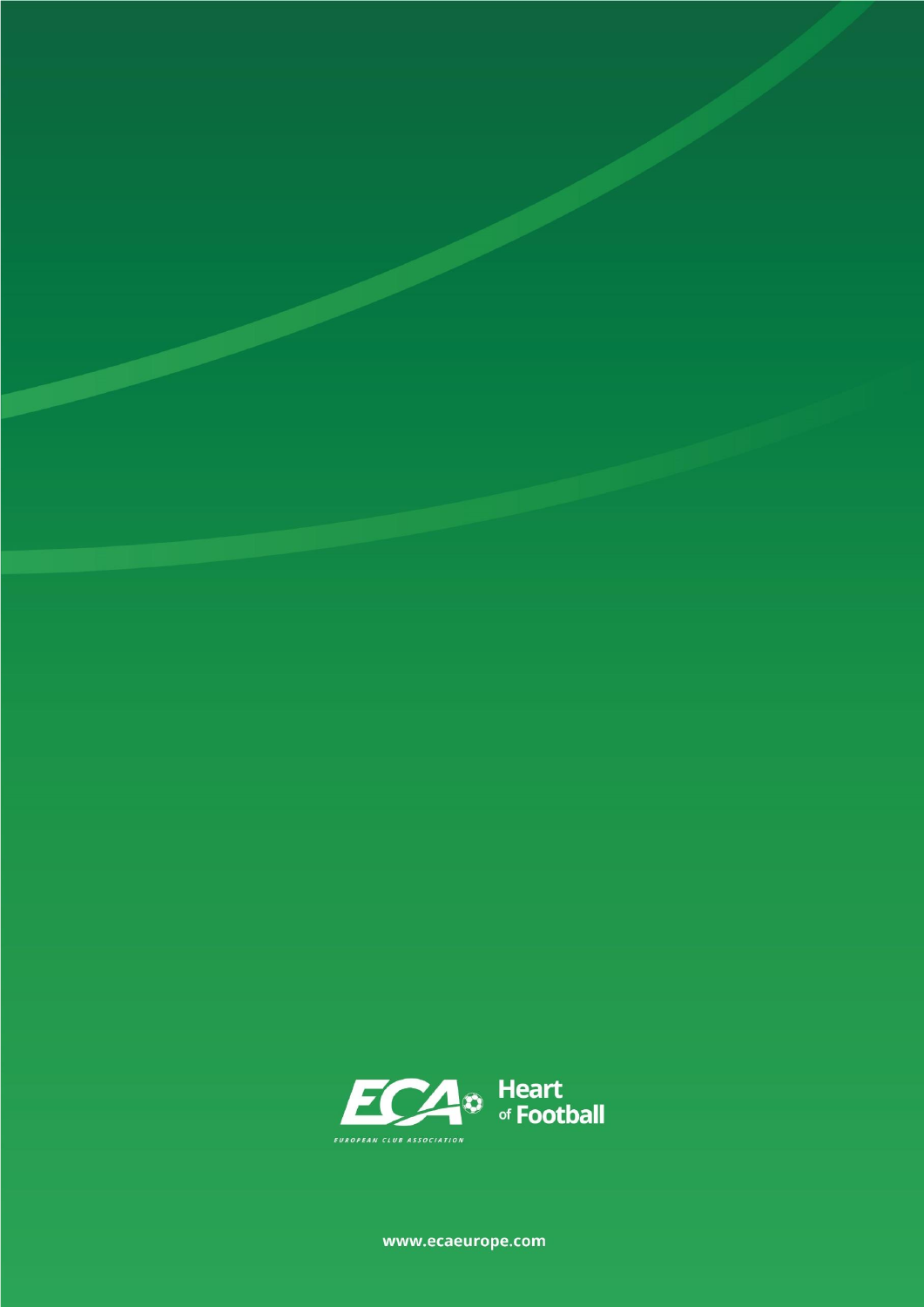ECA Heart of Football

EUROPEAN CLUB ASSOCIATION

www.ecaeurope.com